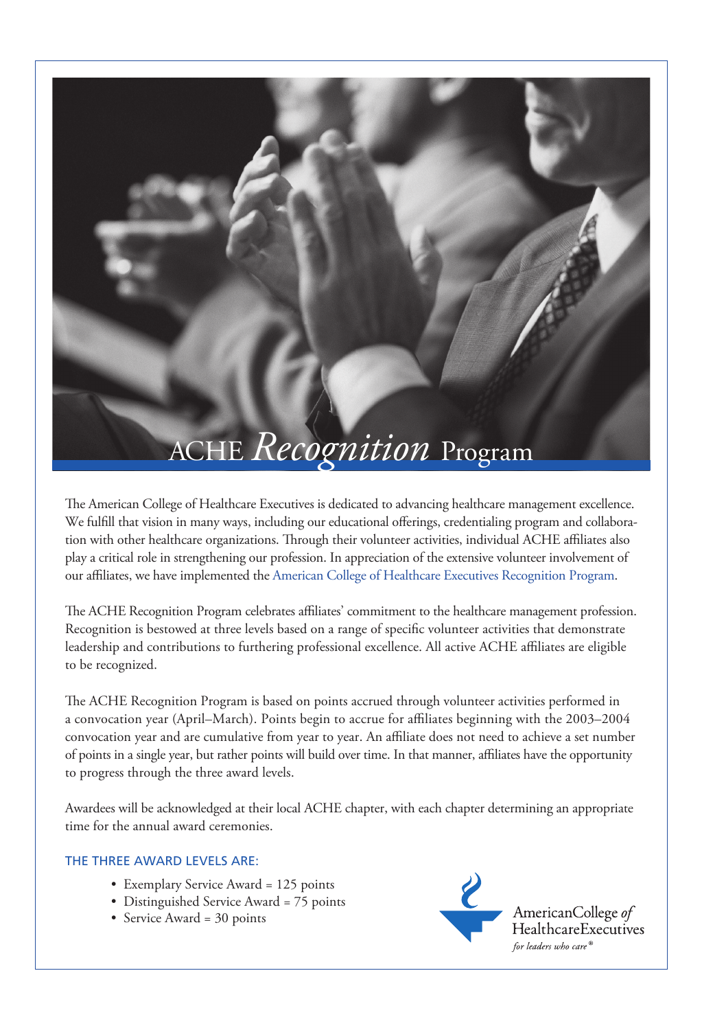# ACHE *Recognition* Program

The American College of Healthcare Executives is dedicated to advancing healthcare management excellence. We fulfill that vision in many ways, including our educational offerings, credentialing program and collaboration with other healthcare organizations. Through their volunteer activities, individual ACHE affiliates also play a critical role in strengthening our profession. In appreciation of the extensive volunteer involvement of our affiliates, we have implemented the American College of Healthcare Executives Recognition Program.

The ACHE Recognition Program celebrates affiliates' commitment to the healthcare management profession. Recognition is bestowed at three levels based on a range of specific volunteer activities that demonstrate leadership and contributions to furthering professional excellence. All active ACHE affiliates are eligible to be recognized.

The ACHE Recognition Program is based on points accrued through volunteer activities performed in a convocation year (April–March). Points begin to accrue for affiliates beginning with the 2003–2004 convocation year and are cumulative from year to year. An affiliate does not need to achieve a set number of points in a single year, but rather points will build over time. In that manner, affiliates have the opportunity to progress through the three award levels.

Awardees will be acknowledged at their local ACHE chapter, with each chapter determining an appropriate time for the annual award ceremonies.

## THE THREE AWARD LEVELS ARE:

- Exemplary Service Award = 125 points
- Distinguished Service Award = 75 points
- Service Award = 30 points

American College *of* Healthcare Executives
*for leaders who care®*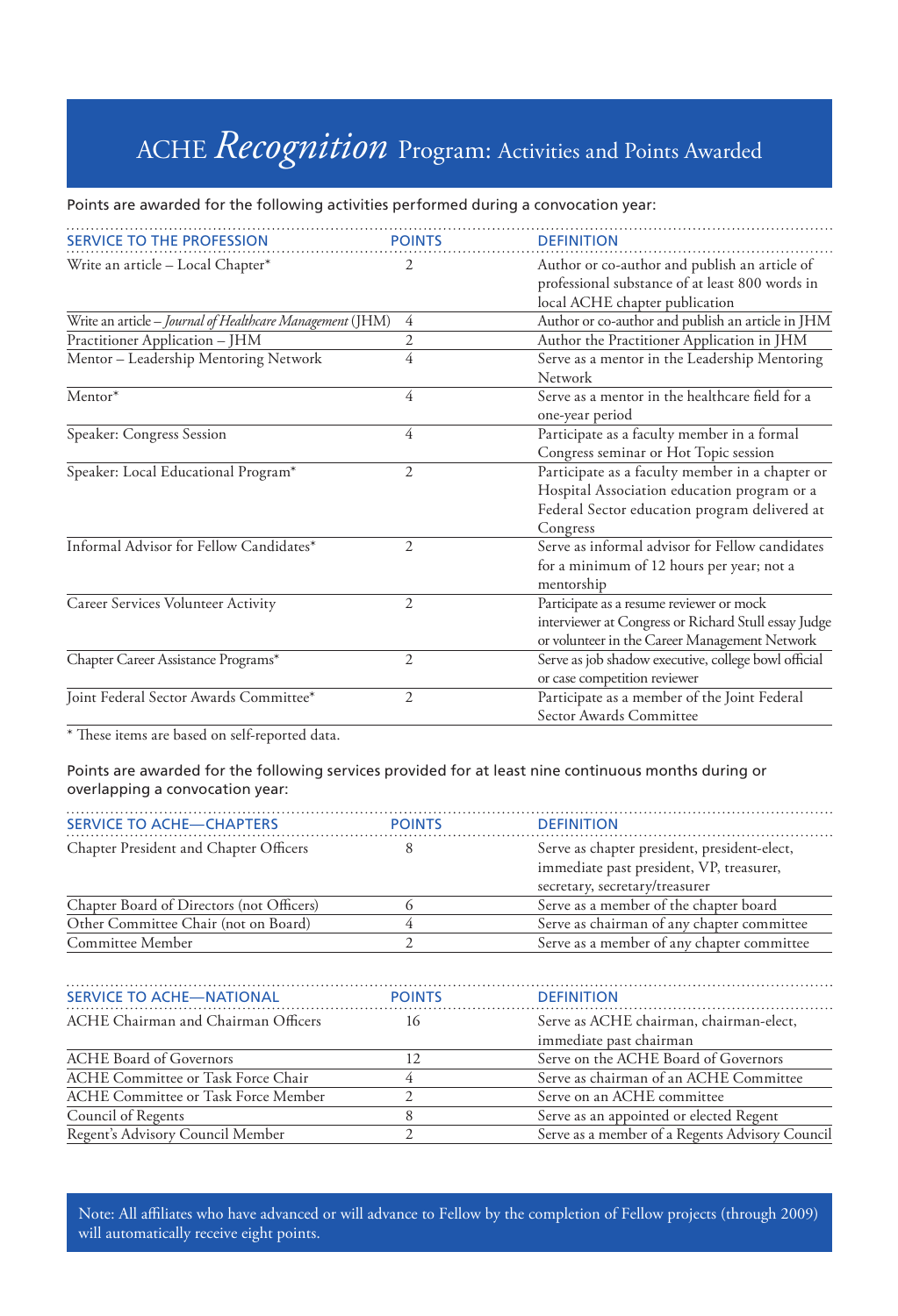# ACHE *Recognition* Program: Activities and Points Awarded

Points are awarded for the following activities performed during a convocation year:

| SERVICE TO THE PROFESSION | POINTS | DEFINITION |
|---|---|---|
| Write an article – Local Chapter* | 2 | Author or co-author and publish an article of professional substance of at least 800 words in local ACHE chapter publication |
| Write an article – *Journal of Healthcare Management* (JHM) | 4 | Author or co-author and publish an article in JHM |
| Practitioner Application – JHM | 2 | Author the Practitioner Application in JHM |
| Mentor – Leadership Mentoring Network | 4 | Serve as a mentor in the Leadership Mentoring Network |
| Mentor* | 4 | Serve as a mentor in the healthcare field for a one-year period |
| Speaker: Congress Session | 4 | Participate as a faculty member in a formal Congress seminar or Hot Topic session |
| Speaker: Local Educational Program* | 2 | Participate as a faculty member in a chapter or Hospital Association education program or a Federal Sector education program delivered at Congress |
| Informal Advisor for Fellow Candidates* | 2 | Serve as informal advisor for Fellow candidates for a minimum of 12 hours per year; not a mentorship |
| Career Services Volunteer Activity | 2 | Participate as a resume reviewer or mock interviewer at Congress or Richard Stull essay Judge or volunteer in the Career Management Network |
| Chapter Career Assistance Programs* | 2 | Serve as job shadow executive, college bowl official or case competition reviewer |
| Joint Federal Sector Awards Committee* | 2 | Participate as a member of the Joint Federal Sector Awards Committee |

\* These items are based on self-reported data.

Points are awarded for the following services provided for at least nine continuous months during or overlapping a convocation year:

| SERVICE TO ACHE—CHAPTERS | POINTS | DEFINITION |
|---|---|---|
| Chapter President and Chapter Officers | 8 | Serve as chapter president, president-elect, immediate past president, VP, treasurer, secretary, secretary/treasurer |
| Chapter Board of Directors (not Officers) | 6 | Serve as a member of the chapter board |
| Other Committee Chair (not on Board) | 4 | Serve as chairman of any chapter committee |
| Committee Member | 2 | Serve as a member of any chapter committee |

| SERVICE TO ACHE—NATIONAL | POINTS | DEFINITION |
|---|---|---|
| ACHE Chairman and Chairman Officers | 16 | Serve as ACHE chairman, chairman-elect, immediate past chairman |
| ACHE Board of Governors | 12 | Serve on the ACHE Board of Governors |
| ACHE Committee or Task Force Chair | 4 | Serve as chairman of an ACHE Committee |
| ACHE Committee or Task Force Member | 2 | Serve on an ACHE committee |
| Council of Regents | 8 | Serve as an appointed or elected Regent |
| Regent's Advisory Council Member | 2 | Serve as a member of a Regents Advisory Council |

Note: All affiliates who have advanced or will advance to Fellow by the completion of Fellow projects (through 2009) will automatically receive eight points.